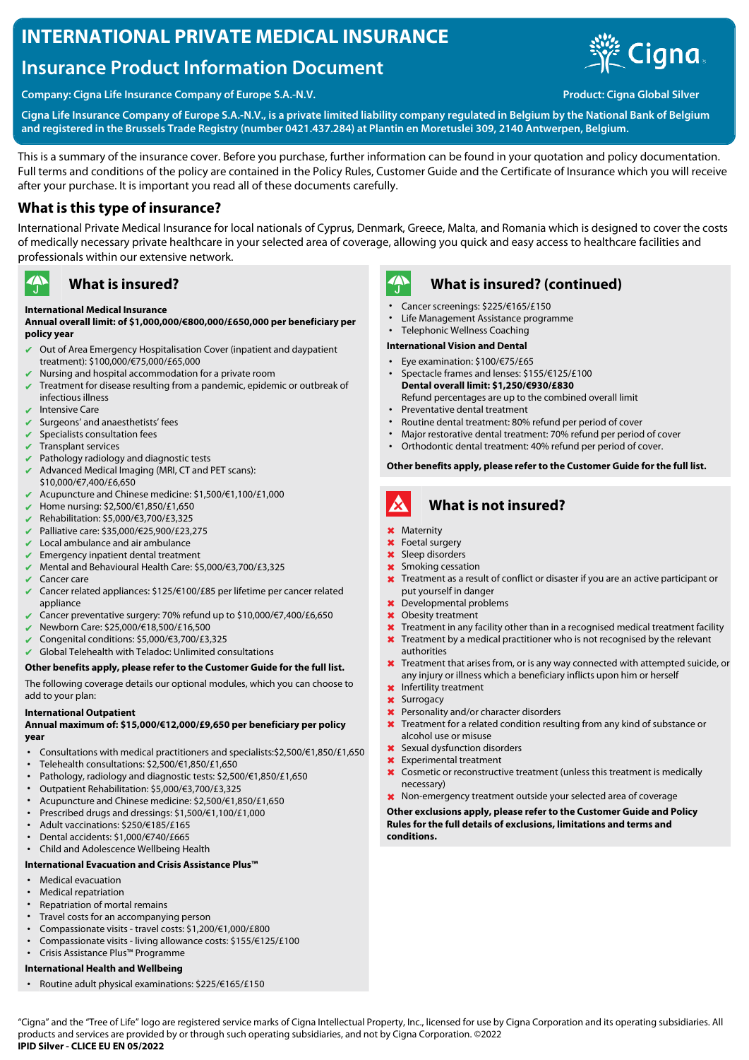# INTERNATIONAL PRIVATE MEDICAL INSURANCE

## Insurance Product Information Document

**Company: Cigna Life Insurance Company of Europe S.A.-N.V.**

**Product: Cigna Global Silver**

**Cigna Life Insurance Company of Europe S.A.-N.V., is a private limited liability company regulated in Belgium by the National Bank of Belgium and registered in the Brussels Trade Registry (number 0421.437.284) at Plantin en Moretuslei 309, 2140 Antwerpen, Belgium.**

This is a summary of the insurance cover. Before you purchase, further information can be found in your quotation and policy documentation. Full terms and conditions of the policy are contained in the Policy Rules, Customer Guide and the Certificate of Insurance which you will receive after your purchase. It is important you read all of these documents carefully.

## What is this type of insurance?

International Private Medical Insurance for local nationals of Cyprus, Denmark, Greece, Malta, and Romania which is designed to cover the costs of medically necessary private healthcare in your selected area of coverage, allowing you quick and easy access to healthcare facilities and professionals within our extensive network.

## What is insured?

**International Medical Insurance**

**Annual overall limit: of $1,000,000/€800,000/£650,000 per beneficiary per policy year**

- ✔ Out of Area Emergency Hospitalisation Cover (inpatient and daypatient treatment): $100,000/€75,000/£65,000
- ✔ Nursing and hospital accommodation for a private room
- ✔ Treatment for disease resulting from a pandemic, epidemic or outbreak of infectious illness
- ✔ Intensive Care
- ✔ Surgeons' and anaesthetists' fees
- ✔ Specialists consultation fees
- ✔ Transplant services
- ✔ Pathology radiology and diagnostic tests
- ✔ Advanced Medical Imaging (MRI, CT and PET scans): $10,000/€7,400/£6,650
- ✔ Acupuncture and Chinese medicine: $1,500/€1,100/£1,000
- ✔ Home nursing: $2,500/€1,850/£1,650
- ✔ Rehabilitation: $5,000/€3,700/£3,325
- ✔ Palliative care: $35,000/€25,900/£23,275
- ✔ Local ambulance and air ambulance
- ✔ Emergency inpatient dental treatment
- ✔ Mental and Behavioural Health Care: $5,000/€3,700/£3,325
- ✔ Cancer care
- ✔ Cancer related appliances: $125/€100/£85 per lifetime per cancer related appliance
- ✔ Cancer preventative surgery: 70% refund up to $10,000/€7,400/£6,650
- ✔ Newborn Care: $25,000/€18,500/£16,500
- ✔ Congenital conditions: $5,000/€3,700/£3,325
- ✔ Global Telehealth with Teladoc: Unlimited consultations

**Other benefits apply, please refer to the Customer Guide for the full list.**

The following coverage details our optional modules, which you can choose to add to your plan:

**International Outpatient**

**Annual maximum of: $15,000/€12,000/£9,650 per beneficiary per policy year**

- Consultations with medical practitioners and specialists:$2,500/€1,850/£1,650
- Telehealth consultations: $2,500/€1,850/£1,650
- Pathology, radiology and diagnostic tests: $2,500/€1,850/£1,650
- Outpatient Rehabilitation: $5,000/€3,700/£3,325
- Acupuncture and Chinese medicine: $2,500/€1,850/£1,650
- Prescribed drugs and dressings: $1,500/€1,100/£1,000
- Adult vaccinations: $250/€185/£165
- Dental accidents: $1,000/€740/£665
- Child and Adolescence Wellbeing Health

**International Evacuation and Crisis Assistance Plus™**

- Medical evacuation
- Medical repatriation
- Repatriation of mortal remains
- Travel costs for an accompanying person
- Compassionate visits - travel costs: $1,200/€1,000/£800
- Compassionate visits - living allowance costs: $155/€125/£100
- Crisis Assistance Plus™ Programme

**International Health and Wellbeing**

- Routine adult physical examinations: $225/€165/£150

## What is insured? (continued)

- Cancer screenings: $225/€165/£150
- Life Management Assistance programme
- Telephonic Wellness Coaching

**International Vision and Dental**

- Eye examination: $100/€75/£65
- Spectacle frames and lenses: $155/€125/£100

  **Dental overall limit: $1,250/€930/£830**

  Refund percentages are up to the combined overall limit
- Preventative dental treatment
- Routine dental treatment: 80% refund per period of cover
- Major restorative dental treatment: 70% refund per period of cover
- Orthodontic dental treatment: 40% refund per period of cover.

**Other benefits apply, please refer to the Customer Guide for the full list.**

## What is not insured?

- ✖ Maternity
- ✖ Foetal surgery
- ✖ Sleep disorders
- ✖ Smoking cessation
- ✖ Treatment as a result of conflict or disaster if you are an active participant or put yourself in danger
- ✖ Developmental problems
- ✖ Obesity treatment
- ✖ Treatment in any facility other than in a recognised medical treatment facility
- ✖ Treatment by a medical practitioner who is not recognised by the relevant authorities
- ✖ Treatment that arises from, or is any way connected with attempted suicide, or any injury or illness which a beneficiary inflicts upon him or herself
- ✖ Infertility treatment
- ✖ Surrogacy
- ✖ Personality and/or character disorders
- ✖ Treatment for a related condition resulting from any kind of substance or alcohol use or misuse
- ✖ Sexual dysfunction disorders
- ✖ Experimental treatment
- ✖ Cosmetic or reconstructive treatment (unless this treatment is medically necessary)
- ✖ Non-emergency treatment outside your selected area of coverage

**Other exclusions apply, please refer to the Customer Guide and Policy Rules for the full details of exclusions, limitations and terms and conditions.**

"Cigna" and the "Tree of Life" logo are registered service marks of Cigna Intellectual Property, Inc., licensed for use by Cigna Corporation and its operating subsidiaries. All products and services are provided by or through such operating subsidiaries, and not by Cigna Corporation. ©2022

**IPID Silver - CLICE EU EN 05/2022**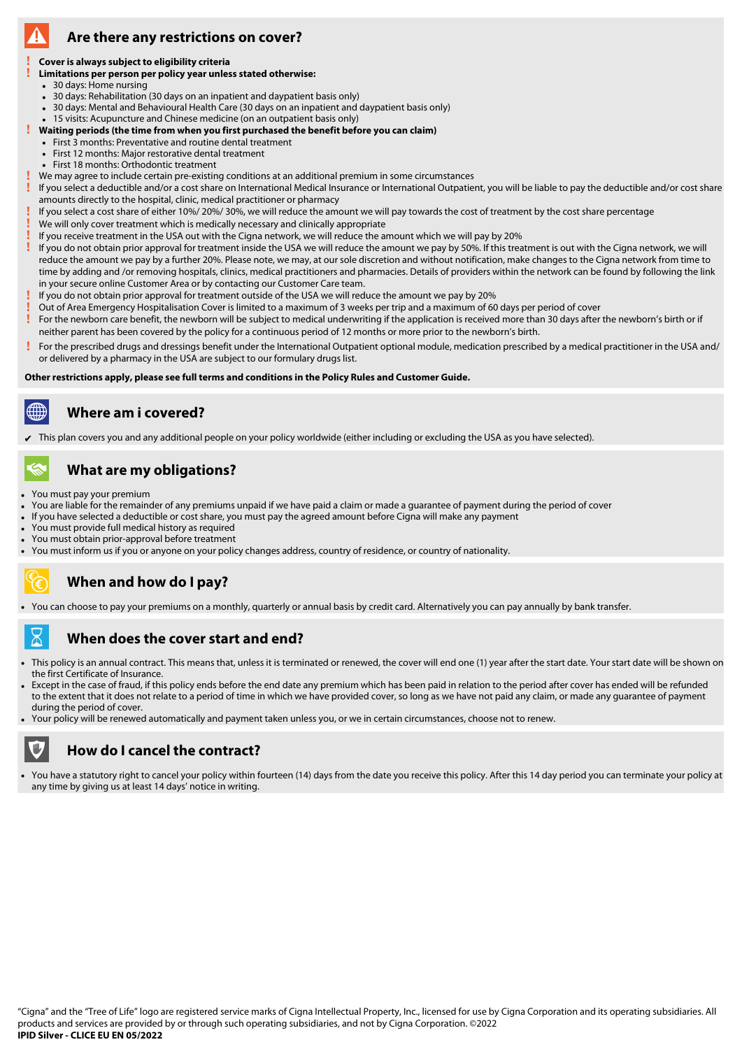## Are there any restrictions on cover?

- ! **Cover is always subject to eligibility criteria**
- ! **Limitations per person per policy year unless stated otherwise:**
  - 30 days: Home nursing
  - 30 days: Rehabilitation (30 days on an inpatient and daypatient basis only)
  - 30 days: Mental and Behavioural Health Care (30 days on an inpatient and daypatient basis only)
  - 15 visits: Acupuncture and Chinese medicine (on an outpatient basis only)
- ! **Waiting periods (the time from when you first purchased the benefit before you can claim)**
  - First 3 months: Preventative and routine dental treatment
  - First 12 months: Major restorative dental treatment
  - First 18 months: Orthodontic treatment
- ! We may agree to include certain pre-existing conditions at an additional premium in some circumstances
- ! If you select a deductible and/or a cost share on International Medical Insurance or International Outpatient, you will be liable to pay the deductible and/or cost share amounts directly to the hospital, clinic, medical practitioner or pharmacy
- ! If you select a cost share of either 10%/ 20%/ 30%, we will reduce the amount we will pay towards the cost of treatment by the cost share percentage
- ! We will only cover treatment which is medically necessary and clinically appropriate
- ! If you receive treatment in the USA out with the Cigna network, we will reduce the amount which we will pay by 20%
- ! If you do not obtain prior approval for treatment inside the USA we will reduce the amount we pay by 50%. If this treatment is out with the Cigna network, we will reduce the amount we pay by a further 20%. Please note, we may, at our sole discretion and without notification, make changes to the Cigna network from time to time by adding and /or removing hospitals, clinics, medical practitioners and pharmacies. Details of providers within the network can be found by following the link in your secure online Customer Area or by contacting our Customer Care team.
- ! If you do not obtain prior approval for treatment outside of the USA we will reduce the amount we pay by 20%
- ! Out of Area Emergency Hospitalisation Cover is limited to a maximum of 3 weeks per trip and a maximum of 60 days per period of cover
- ! For the newborn care benefit, the newborn will be subject to medical underwriting if the application is received more than 30 days after the newborn's birth or if neither parent has been covered by the policy for a continuous period of 12 months or more prior to the newborn's birth.
- ! For the prescribed drugs and dressings benefit under the International Outpatient optional module, medication prescribed by a medical practitioner in the USA and/ or delivered by a pharmacy in the USA are subject to our formulary drugs list.

**Other restrictions apply, please see full terms and conditions in the Policy Rules and Customer Guide.**

## Where am i covered?

✔ This plan covers you and any additional people on your policy worldwide (either including or excluding the USA as you have selected).

## What are my obligations?

- You must pay your premium
- You are liable for the remainder of any premiums unpaid if we have paid a claim or made a guarantee of payment during the period of cover
- If you have selected a deductible or cost share, you must pay the agreed amount before Cigna will make any payment
- You must provide full medical history as required
- You must obtain prior-approval before treatment
- You must inform us if you or anyone on your policy changes address, country of residence, or country of nationality.

## When and how do I pay?

- You can choose to pay your premiums on a monthly, quarterly or annual basis by credit card. Alternatively you can pay annually by bank transfer.

## When does the cover start and end?

- This policy is an annual contract. This means that, unless it is terminated or renewed, the cover will end one (1) year after the start date. Your start date will be shown on the first Certificate of Insurance.
- Except in the case of fraud, if this policy ends before the end date any premium which has been paid in relation to the period after cover has ended will be refunded to the extent that it does not relate to a period of time in which we have provided cover, so long as we have not paid any claim, or made any guarantee of payment during the period of cover.
- Your policy will be renewed automatically and payment taken unless you, or we in certain circumstances, choose not to renew.

## How do I cancel the contract?

- You have a statutory right to cancel your policy within fourteen (14) days from the date you receive this policy. After this 14 day period you can terminate your policy at any time by giving us at least 14 days' notice in writing.

"Cigna" and the "Tree of Life" logo are registered service marks of Cigna Intellectual Property, Inc., licensed for use by Cigna Corporation and its operating subsidiaries. All products and services are provided by or through such operating subsidiaries, and not by Cigna Corporation. ©2022

**IPID Silver - CLICE EU EN 05/2022**